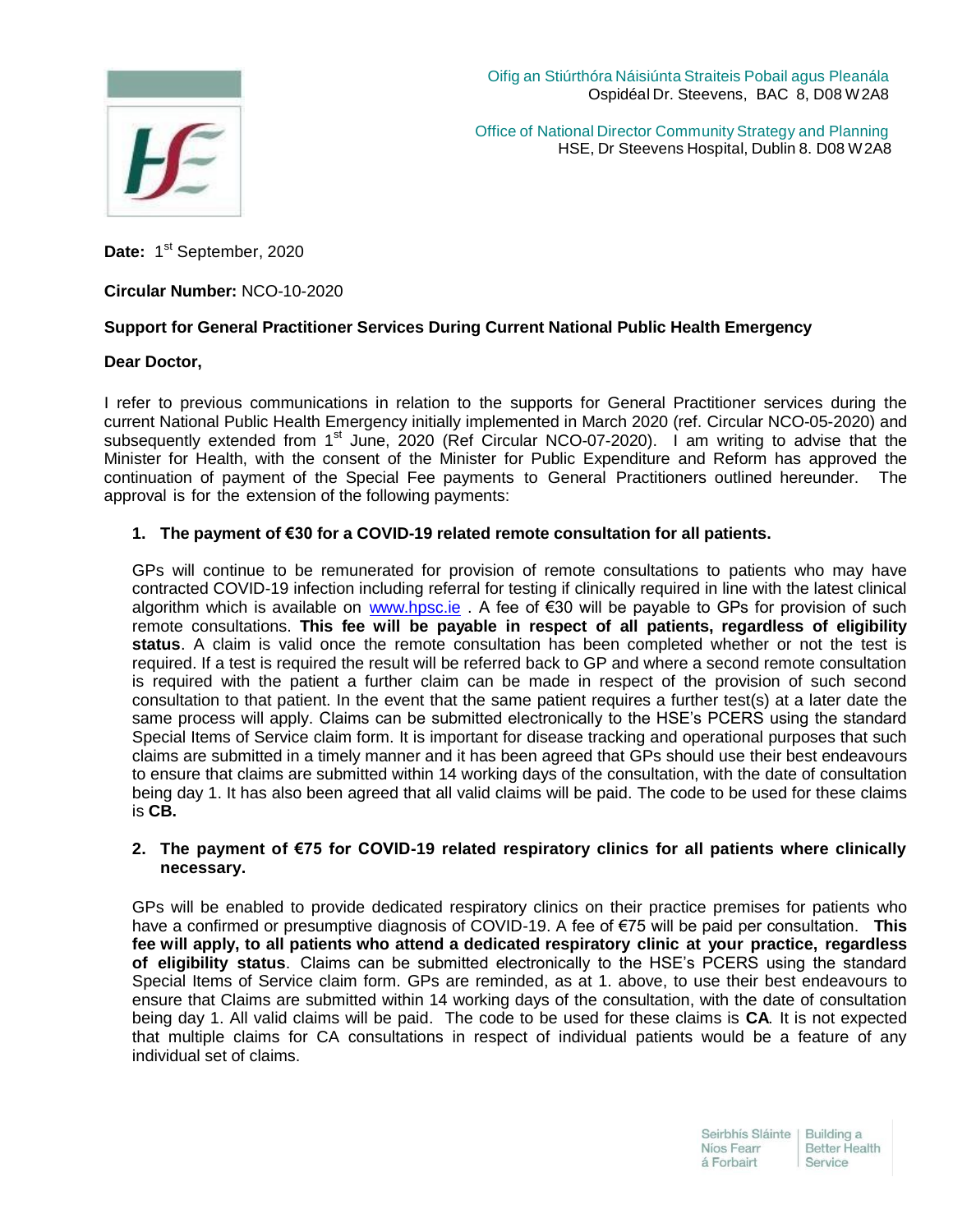Oifig an Stiúrthóra Náisiúnta Straiteis Pobail agus Pleanála
Ospidéal Dr. Steevens, BAC 8, D08 W2A8

Office of National Director Community Strategy and Planning
HSE, Dr Steevens Hospital, Dublin 8. D08 W2A8

**Date:** 1st September, 2020

**Circular Number:** NCO-10-2020

**Support for General Practitioner Services During Current National Public Health Emergency**

**Dear Doctor,**

I refer to previous communications in relation to the supports for General Practitioner services during the current National Public Health Emergency initially implemented in March 2020 (ref. Circular NCO-05-2020) and subsequently extended from 1st June, 2020 (Ref Circular NCO-07-2020). I am writing to advise that the Minister for Health, with the consent of the Minister for Public Expenditure and Reform has approved the continuation of payment of the Special Fee payments to General Practitioners outlined hereunder. The approval is for the extension of the following payments:

1. **The payment of €30 for a COVID-19 related remote consultation for all patients.**

   GPs will continue to be remunerated for provision of remote consultations to patients who may have contracted COVID-19 infection including referral for testing if clinically required in line with the latest clinical algorithm which is available on www.hpsc.ie . A fee of €30 will be payable to GPs for provision of such remote consultations. **This fee will be payable in respect of all patients, regardless of eligibility status**. A claim is valid once the remote consultation has been completed whether or not the test is required. If a test is required the result will be referred back to GP and where a second remote consultation is required with the patient a further claim can be made in respect of the provision of such second consultation to that patient. In the event that the same patient requires a further test(s) at a later date the same process will apply. Claims can be submitted electronically to the HSE's PCERS using the standard Special Items of Service claim form. It is important for disease tracking and operational purposes that such claims are submitted in a timely manner and it has been agreed that GPs should use their best endeavours to ensure that claims are submitted within 14 working days of the consultation, with the date of consultation being day 1. It has also been agreed that all valid claims will be paid. The code to be used for these claims is **CB.**

2. **The payment of €75 for COVID-19 related respiratory clinics for all patients where clinically necessary.**

   GPs will be enabled to provide dedicated respiratory clinics on their practice premises for patients who have a confirmed or presumptive diagnosis of COVID-19. A fee of €75 will be paid per consultation. **This fee will apply, to all patients who attend a dedicated respiratory clinic at your practice, regardless of eligibility status**. Claims can be submitted electronically to the HSE's PCERS using the standard Special Items of Service claim form. GPs are reminded, as at 1. above, to use their best endeavours to ensure that Claims are submitted within 14 working days of the consultation, with the date of consultation being day 1. All valid claims will be paid. The code to be used for these claims is **CA**. It is not expected that multiple claims for CA consultations in respect of individual patients would be a feature of any individual set of claims.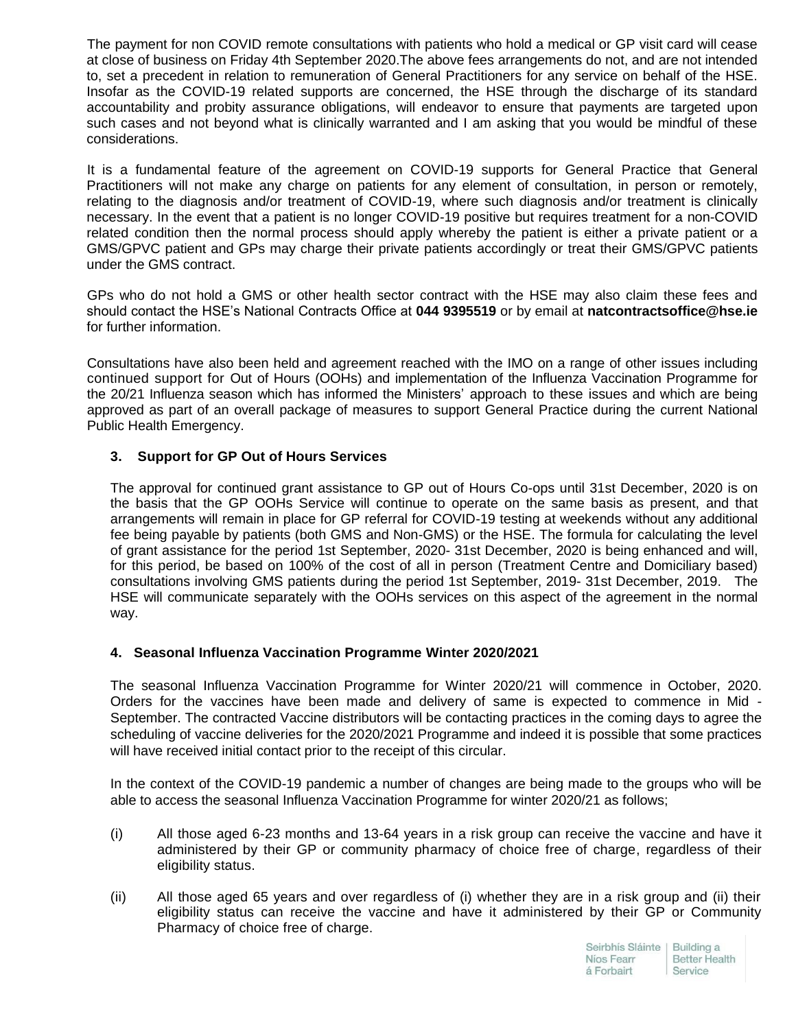The payment for non COVID remote consultations with patients who hold a medical or GP visit card will cease at close of business on Friday 4th September 2020.The above fees arrangements do not, and are not intended to, set a precedent in relation to remuneration of General Practitioners for any service on behalf of the HSE. Insofar as the COVID-19 related supports are concerned, the HSE through the discharge of its standard accountability and probity assurance obligations, will endeavor to ensure that payments are targeted upon such cases and not beyond what is clinically warranted and I am asking that you would be mindful of these considerations.

It is a fundamental feature of the agreement on COVID-19 supports for General Practice that General Practitioners will not make any charge on patients for any element of consultation, in person or remotely, relating to the diagnosis and/or treatment of COVID-19, where such diagnosis and/or treatment is clinically necessary. In the event that a patient is no longer COVID-19 positive but requires treatment for a non-COVID related condition then the normal process should apply whereby the patient is either a private patient or a GMS/GPVC patient and GPs may charge their private patients accordingly or treat their GMS/GPVC patients under the GMS contract.

GPs who do not hold a GMS or other health sector contract with the HSE may also claim these fees and should contact the HSE's National Contracts Office at **044 9395519** or by email at **natcontractsoffice@hse.ie** for further information.

Consultations have also been held and agreement reached with the IMO on a range of other issues including continued support for Out of Hours (OOHs) and implementation of the Influenza Vaccination Programme for the 20/21 Influenza season which has informed the Ministers' approach to these issues and which are being approved as part of an overall package of measures to support General Practice during the current National Public Health Emergency.

### 3. Support for GP Out of Hours Services

The approval for continued grant assistance to GP out of Hours Co-ops until 31st December, 2020 is on the basis that the GP OOHs Service will continue to operate on the same basis as present, and that arrangements will remain in place for GP referral for COVID-19 testing at weekends without any additional fee being payable by patients (both GMS and Non-GMS) or the HSE. The formula for calculating the level of grant assistance for the period 1st September, 2020- 31st December, 2020 is being enhanced and will, for this period, be based on 100% of the cost of all in person (Treatment Centre and Domiciliary based) consultations involving GMS patients during the period 1st September, 2019- 31st December, 2019. The HSE will communicate separately with the OOHs services on this aspect of the agreement in the normal way.

### 4. Seasonal Influenza Vaccination Programme Winter 2020/2021

The seasonal Influenza Vaccination Programme for Winter 2020/21 will commence in October, 2020. Orders for the vaccines have been made and delivery of same is expected to commence in Mid - September. The contracted Vaccine distributors will be contacting practices in the coming days to agree the scheduling of vaccine deliveries for the 2020/2021 Programme and indeed it is possible that some practices will have received initial contact prior to the receipt of this circular.

In the context of the COVID-19 pandemic a number of changes are being made to the groups who will be able to access the seasonal Influenza Vaccination Programme for winter 2020/21 as follows;

(i) All those aged 6-23 months and 13-64 years in a risk group can receive the vaccine and have it administered by their GP or community pharmacy of choice free of charge, regardless of their eligibility status.

(ii) All those aged 65 years and over regardless of (i) whether they are in a risk group and (ii) their eligibility status can receive the vaccine and have it administered by their GP or Community Pharmacy of choice free of charge.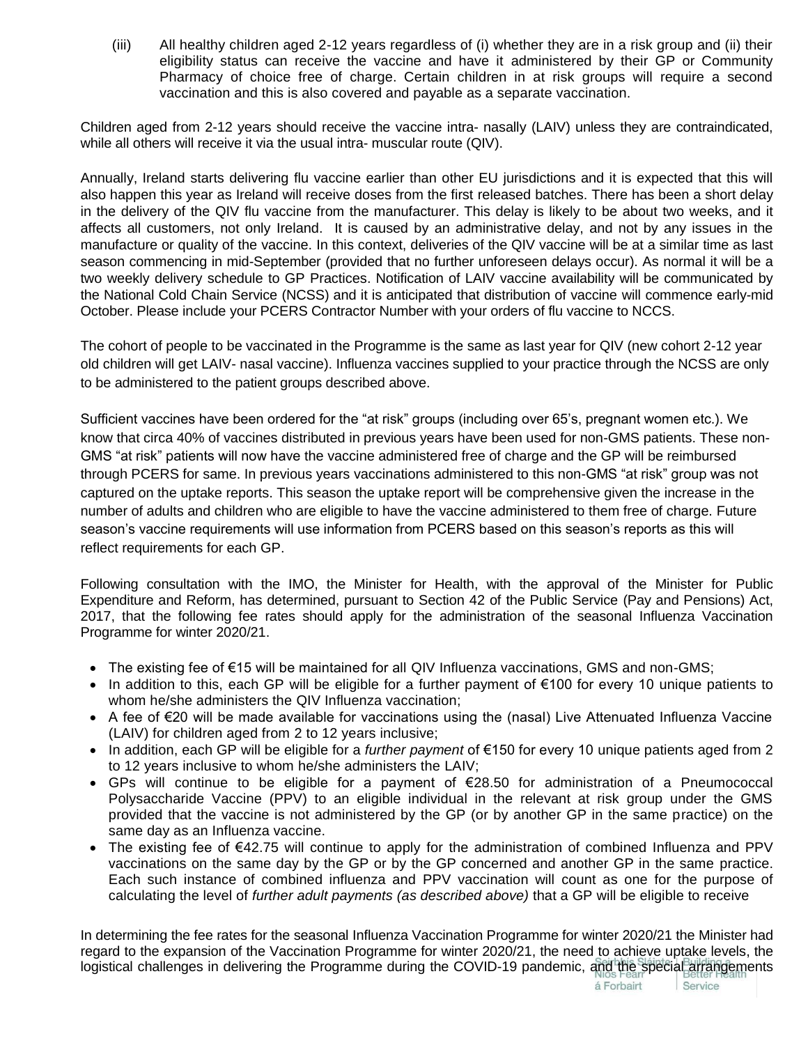(iii) All healthy children aged 2-12 years regardless of (i) whether they are in a risk group and (ii) their eligibility status can receive the vaccine and have it administered by their GP or Community Pharmacy of choice free of charge. Certain children in at risk groups will require a second vaccination and this is also covered and payable as a separate vaccination.

Children aged from 2-12 years should receive the vaccine intra- nasally (LAIV) unless they are contraindicated, while all others will receive it via the usual intra- muscular route (QIV).

Annually, Ireland starts delivering flu vaccine earlier than other EU jurisdictions and it is expected that this will also happen this year as Ireland will receive doses from the first released batches. There has been a short delay in the delivery of the QIV flu vaccine from the manufacturer. This delay is likely to be about two weeks, and it affects all customers, not only Ireland. It is caused by an administrative delay, and not by any issues in the manufacture or quality of the vaccine. In this context, deliveries of the QIV vaccine will be at a similar time as last season commencing in mid-September (provided that no further unforeseen delays occur). As normal it will be a two weekly delivery schedule to GP Practices. Notification of LAIV vaccine availability will be communicated by the National Cold Chain Service (NCSS) and it is anticipated that distribution of vaccine will commence early-mid October. Please include your PCERS Contractor Number with your orders of flu vaccine to NCCS.

The cohort of people to be vaccinated in the Programme is the same as last year for QIV (new cohort 2-12 year old children will get LAIV- nasal vaccine). Influenza vaccines supplied to your practice through the NCSS are only to be administered to the patient groups described above.

Sufficient vaccines have been ordered for the "at risk" groups (including over 65's, pregnant women etc.). We know that circa 40% of vaccines distributed in previous years have been used for non-GMS patients. These non-GMS "at risk" patients will now have the vaccine administered free of charge and the GP will be reimbursed through PCERS for same. In previous years vaccinations administered to this non-GMS "at risk" group was not captured on the uptake reports. This season the uptake report will be comprehensive given the increase in the number of adults and children who are eligible to have the vaccine administered to them free of charge. Future season's vaccine requirements will use information from PCERS based on this season's reports as this will reflect requirements for each GP.

Following consultation with the IMO, the Minister for Health, with the approval of the Minister for Public Expenditure and Reform, has determined, pursuant to Section 42 of the Public Service (Pay and Pensions) Act, 2017, that the following fee rates should apply for the administration of the seasonal Influenza Vaccination Programme for winter 2020/21.

- The existing fee of €15 will be maintained for all QIV Influenza vaccinations, GMS and non-GMS;
- In addition to this, each GP will be eligible for a further payment of €100 for every 10 unique patients to whom he/she administers the QIV Influenza vaccination;
- A fee of €20 will be made available for vaccinations using the (nasal) Live Attenuated Influenza Vaccine (LAIV) for children aged from 2 to 12 years inclusive;
- In addition, each GP will be eligible for a *further payment* of €150 for every 10 unique patients aged from 2 to 12 years inclusive to whom he/she administers the LAIV;
- GPs will continue to be eligible for a payment of €28.50 for administration of a Pneumococcal Polysaccharide Vaccine (PPV) to an eligible individual in the relevant at risk group under the GMS provided that the vaccine is not administered by the GP (or by another GP in the same practice) on the same day as an Influenza vaccine.
- The existing fee of €42.75 will continue to apply for the administration of combined Influenza and PPV vaccinations on the same day by the GP or by the GP concerned and another GP in the same practice. Each such instance of combined influenza and PPV vaccination will count as one for the purpose of calculating the level of *further adult payments (as described above)* that a GP will be eligible to receive

In determining the fee rates for the seasonal Influenza Vaccination Programme for winter 2020/21 the Minister had regard to the expansion of the Vaccination Programme for winter 2020/21, the need to achieve uptake levels, the logistical challenges in delivering the Programme during the COVID-19 pandemic, and the special arrangements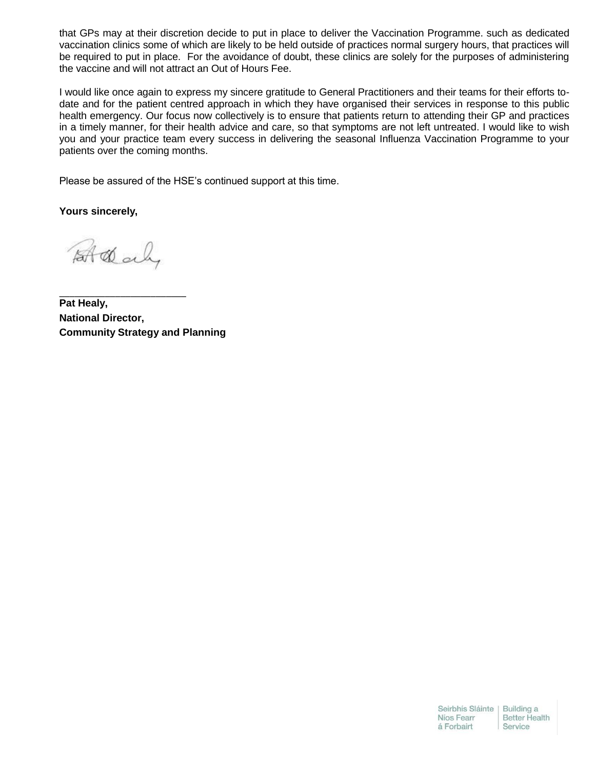that GPs may at their discretion decide to put in place to deliver the Vaccination Programme. such as dedicated vaccination clinics some of which are likely to be held outside of practices normal surgery hours, that practices will be required to put in place. For the avoidance of doubt, these clinics are solely for the purposes of administering the vaccine and will not attract an Out of Hours Fee.

I would like once again to express my sincere gratitude to General Practitioners and their teams for their efforts to-date and for the patient centred approach in which they have organised their services in response to this public health emergency. Our focus now collectively is to ensure that patients return to attending their GP and practices in a timely manner, for their health advice and care, so that symptoms are not left untreated. I would like to wish you and your practice team every success in delivering the seasonal Influenza Vaccination Programme to your patients over the coming months.

Please be assured of the HSE's continued support at this time.

**Yours sincerely,**

______________________

**Pat Healy,**
**National Director,**
**Community Strategy and Planning**

Seirbhís Sláinte Níos Fearr á Forbairt | Building a Better Health Service